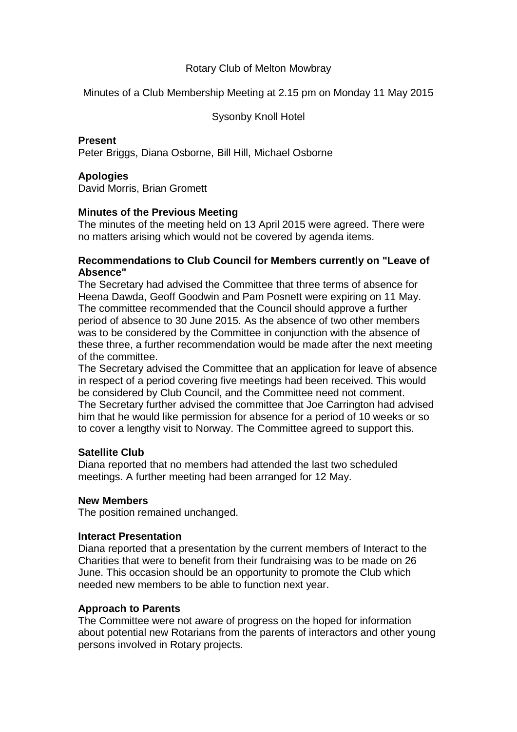Rotary Club of Melton Mowbray

Minutes of a Club Membership Meeting at 2.15 pm on Monday 11 May 2015

Sysonby Knoll Hotel

**Present**
Peter Briggs, Diana Osborne, Bill Hill, Michael Osborne

**Apologies**
David Morris, Brian Gromett

**Minutes of the Previous Meeting**
The minutes of the meeting held on 13 April 2015 were agreed. There were no matters arising which would not be covered by agenda items.

**Recommendations to Club Council for Members currently on "Leave of Absence"**
The Secretary had advised the Committee that three terms of absence for Heena Dawda, Geoff Goodwin and Pam Posnett were expiring on 11 May. The committee recommended that the Council should approve a further period of absence to 30 June 2015. As the absence of two other members was to be considered by the Committee in conjunction with the absence of these three, a further recommendation would be made after the next meeting of the committee.
The Secretary advised the Committee that an application for leave of absence in respect of a period covering five meetings had been received. This would be considered by Club Council, and the Committee need not comment.
The Secretary further advised the committee that Joe Carrington had advised him that he would like permission for absence for a period of 10 weeks or so to cover a lengthy visit to Norway. The Committee agreed to support this.

**Satellite Club**
Diana reported that no members had attended the last two scheduled meetings. A further meeting had been arranged for 12 May.

**New Members**
The position remained unchanged.

**Interact Presentation**
Diana reported that a presentation by the current members of Interact to the Charities that were to benefit from their fundraising was to be made on 26 June. This occasion should be an opportunity to promote the Club which needed new members to be able to function next year.

**Approach to Parents**
The Committee were not aware of progress on the hoped for information about potential new Rotarians from the parents of interactors and other young persons involved in Rotary projects.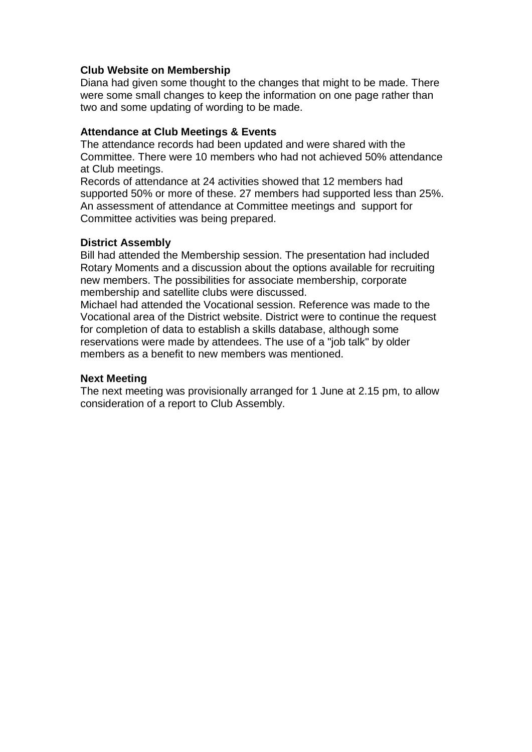**Club Website on Membership**

Diana had given some thought to the changes that might to be made. There were some small changes to keep the information on one page rather than two and some updating of wording to be made.

**Attendance at Club Meetings & Events**

The attendance records had been updated and were shared with the Committee. There were 10 members who had not achieved 50% attendance at Club meetings.

Records of attendance at 24 activities showed that 12 members had supported 50% or more of these. 27 members had supported less than 25%. An assessment of attendance at Committee meetings and support for Committee activities was being prepared.

**District Assembly**

Bill had attended the Membership session. The presentation had included Rotary Moments and a discussion about the options available for recruiting new members. The possibilities for associate membership, corporate membership and satellite clubs were discussed.

Michael had attended the Vocational session. Reference was made to the Vocational area of the District website. District were to continue the request for completion of data to establish a skills database, although some reservations were made by attendees. The use of a "job talk" by older members as a benefit to new members was mentioned.

**Next Meeting**

The next meeting was provisionally arranged for 1 June at 2.15 pm, to allow consideration of a report to Club Assembly.